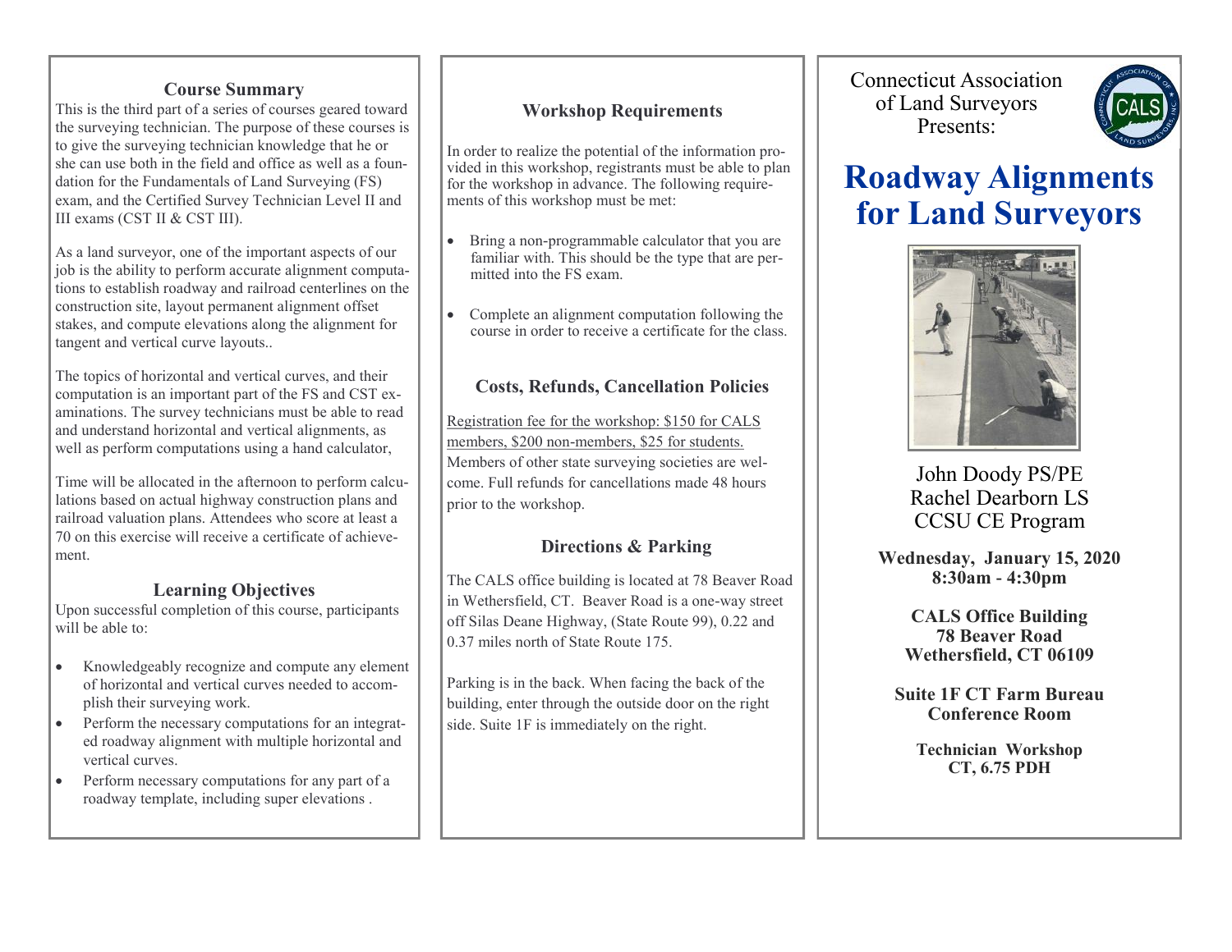## Course Summary

This is the third part of a series of courses geared toward the surveying technician. The purpose of these courses is to give the surveying technician knowledge that he or she can use both in the field and office as well as a foundation for the Fundamentals of Land Surveying (FS) exam, and the Certified Survey Technician Level II and III exams (CST II & CST III).

As a land surveyor, one of the important aspects of our job is the ability to perform accurate alignment computations to establish roadway and railroad centerlines on the construction site, layout permanent alignment offset stakes, and compute elevations along the alignment for tangent and vertical curve layouts..

The topics of horizontal and vertical curves, and their computation is an important part of the FS and CST examinations. The survey technicians must be able to read and understand horizontal and vertical alignments, as well as perform computations using a hand calculator,

Time will be allocated in the afternoon to perform calculations based on actual highway construction plans and railroad valuation plans. Attendees who score at least a 70 on this exercise will receive a certificate of achievement.

## Learning Objectives

Upon successful completion of this course, participants will be able to:

- Knowledgeably recognize and compute any element of horizontal and vertical curves needed to accomplish their surveying work.
- Perform the necessary computations for an integrated roadway alignment with multiple horizontal and vertical curves.
- Perform necessary computations for any part of a roadway template, including super elevations .

## Workshop Requirements

In order to realize the potential of the information provided in this workshop, registrants must be able to plan for the workshop in advance. The following requirements of this workshop must be met:

- Bring a non-programmable calculator that you are familiar with. This should be the type that are permitted into the FS exam.
- Complete an alignment computation following the course in order to receive a certificate for the class.

## Costs, Refunds, Cancellation Policies

Registration fee for the workshop: $150 for CALS members, $200 non-members, $25 for students. Members of other state surveying societies are welcome. Full refunds for cancellations made 48 hours prior to the workshop.

## Directions & Parking

The CALS office building is located at 78 Beaver Road in Wethersfield, CT. Beaver Road is a one-way street off Silas Deane Highway, (State Route 99), 0.22 and 0.37 miles north of State Route 175.

Parking is in the back. When facing the back of the building, enter through the outside door on the right side. Suite 1F is immediately on the right.

Connecticut Association of Land Surveyors Presents:

# Roadway Alignments for Land Surveyors

John Doody PS/PE
Rachel Dearborn LS
CCSU CE Program

**Wednesday, January 15, 2020**
**8:30am - 4:30pm**

**CALS Office Building**
**78 Beaver Road**
**Wethersfield, CT 06109**

**Suite 1F CT Farm Bureau Conference Room**

**Technician Workshop**
**CT, 6.75 PDH**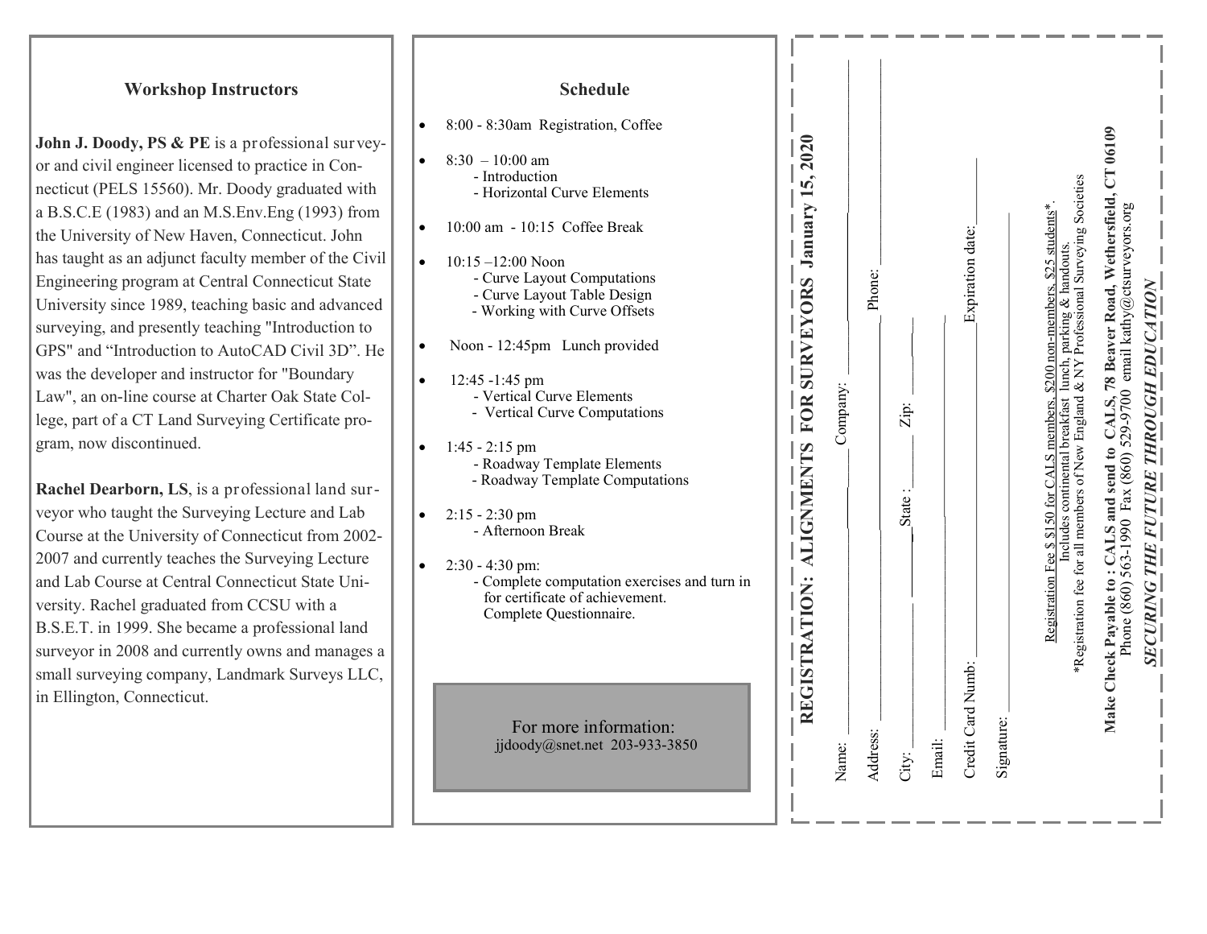## Workshop Instructors

**John J. Doody, PS & PE** is a professional surveyor and civil engineer licensed to practice in Connecticut (PELS 15560). Mr. Doody graduated with a B.S.C.E (1983) and an M.S.Env.Eng (1993) from the University of New Haven, Connecticut. John has taught as an adjunct faculty member of the Civil Engineering program at Central Connecticut State University since 1989, teaching basic and advanced surveying, and presently teaching "Introduction to GPS" and "Introduction to AutoCAD Civil 3D". He was the developer and instructor for "Boundary Law", an on-line course at Charter Oak State College, part of a CT Land Surveying Certificate program, now discontinued.

**Rachel Dearborn, LS**, is a professional land surveyor who taught the Surveying Lecture and Lab Course at the University of Connecticut from 2002-2007 and currently teaches the Surveying Lecture and Lab Course at Central Connecticut State University. Rachel graduated from CCSU with a B.S.E.T. in 1999. She became a professional land surveyor in 2008 and currently owns and manages a small surveying company, Landmark Surveys LLC, in Ellington, Connecticut.

## Schedule

- 8:00 - 8:30am Registration, Coffee
- 8:30 – 10:00 am
  - Introduction
  - Horizontal Curve Elements
- 10:00 am - 10:15 Coffee Break
- 10:15 –12:00 Noon
  - Curve Layout Computations
  - Curve Layout Table Design
  - Working with Curve Offsets
- Noon - 12:45pm Lunch provided
- 12:45 -1:45 pm
  - Vertical Curve Elements
  - Vertical Curve Computations
- 1:45 - 2:15 pm
  - Roadway Template Elements
  - Roadway Template Computations
- 2:15 - 2:30 pm
  - Afternoon Break
- 2:30 - 4:30 pm:
  - Complete computation exercises and turn in for certificate of achievement.
    Complete Questionnaire.

For more information:
jjdoody@snet.net 203-933-3850

## REGISTRATION: ALIGNMENTS FOR SURVEYORS January 15, 2020

Name: ______________ Company: ______________

Address: ______________ Phone: ______________

City: ______________ State : ______________ Zip: ______________

Email: ______________

Credit Card Numb: ______________ Expiration date: ______________

Signature: ______________

Registration Fee $ $150 for CALS members, $200 non-members, $25 students*.
Includes continental breakfast lunch, parking & handouts.
*Registration fee for all members of New England & NY Professional Surveying Societies

**Make Check Payable to : CALS and send to CALS, 78 Beaver Road, Wethersfield, CT 06109**
Phone (860) 563-1990 Fax (860) 529-9700 email kathy@ctsurveyors.org

***SECURING THE FUTURE THROUGH EDUCATION***